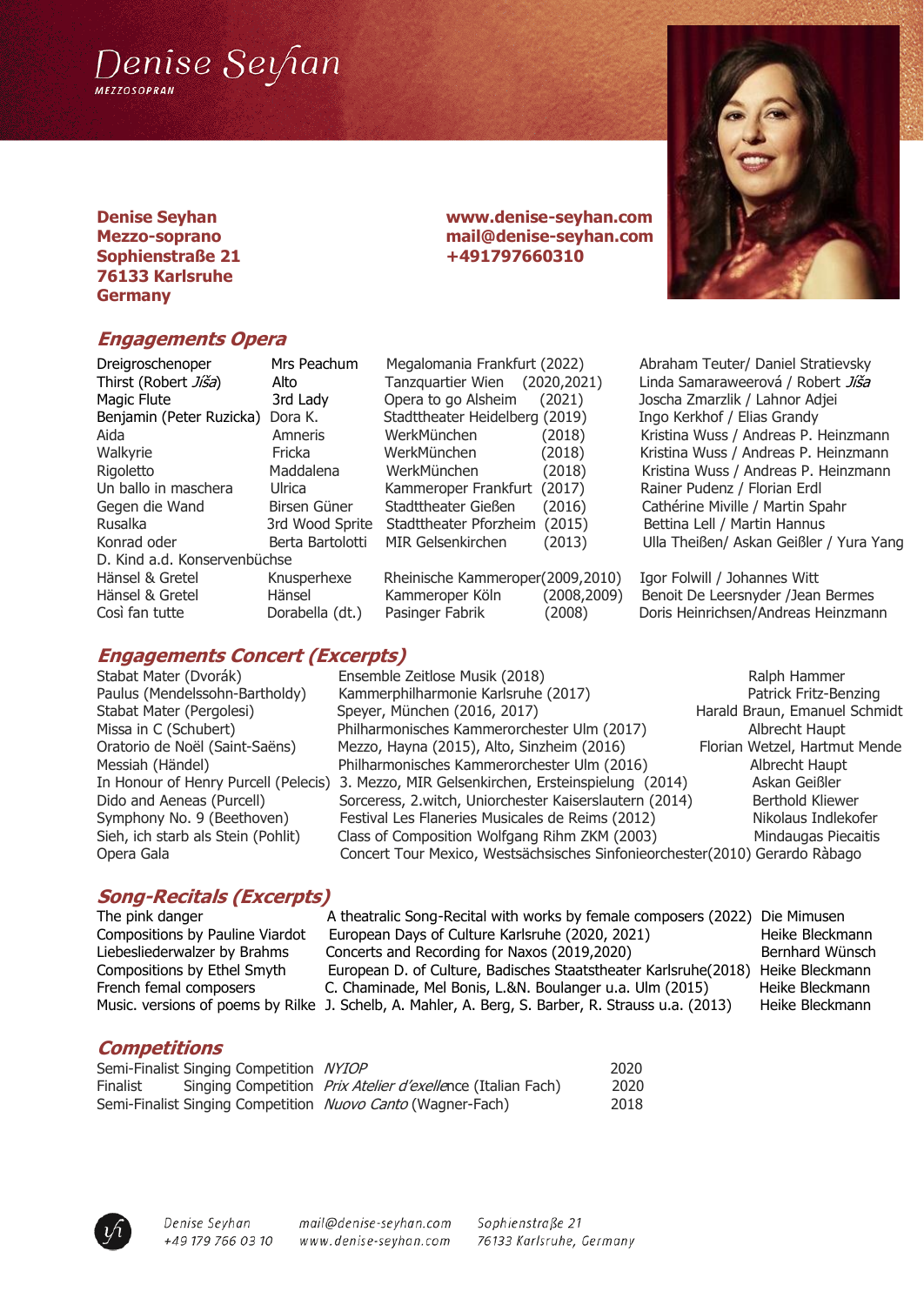# Denise Seyhan

MEZZOSOPRAN

**Denise Seyhan**
**Mezzo-soprano**
**Sophienstraße 21**
**76133 Karlsruhe**
**Germany**

**www.denise-seyhan.com**
**mail@denise-seyhan.com**
**+491797660310**

## *Engagements Opera*

| | | | |
|---|---|---|---|
| Dreigroschenoper | Mrs Peachum | Megalomania Frankfurt (2022) | Abraham Teuter/ Daniel Stratievsky |
| Thirst (Robert *Jíša*) | Alto | Tanzquartier Wien (2020,2021) | Linda Samaraweerová / Robert *Jíša* |
| Magic Flute | 3rd Lady | Opera to go Alsheim (2021) | Joscha Zmarzlik / Lahnor Adjei |
| Benjamin (Peter Ruzicka) | Dora K. | Stadttheater Heidelberg (2019) | Ingo Kerkhof / Elias Grandy |
| Aida | Amneris | WerkMünchen (2018) | Kristina Wuss / Andreas P. Heinzmann |
| Walkyrie | Fricka | WerkMünchen (2018) | Kristina Wuss / Andreas P. Heinzmann |
| Rigoletto | Maddalena | WerkMünchen (2018) | Kristina Wuss / Andreas P. Heinzmann |
| Un ballo in maschera | Ulrica | Kammeroper Frankfurt (2017) | Rainer Pudenz / Florian Erdl |
| Gegen die Wand | Birsen Güner | Stadttheater Gießen (2016) | Cathérine Miville / Martin Spahr |
| Rusalka | 3rd Wood Sprite | Stadttheater Pforzheim (2015) | Bettina Lell / Martin Hannus |
| Konrad oder D. Kind a.d. Konservenbüchse | Berta Bartolotti | MIR Gelsenkirchen (2013) | Ulla Theißen/ Askan Geißler / Yura Yang |
| Hänsel & Gretel | Knusperhexe | Rheinische Kammeroper(2009,2010) | Igor Folwill / Johannes Witt |
| Hänsel & Gretel | Hänsel | Kammeroper Köln (2008,2009) | Benoit De Leersnyder /Jean Bermes |
| Così fan tutte | Dorabella (dt.) | Pasinger Fabrik (2008) | Doris Heinrichsen/Andreas Heinzmann |

## *Engagements Concert (Excerpts)*

| | | |
|---|---|---|
| Stabat Mater (Dvorák) | Ensemble Zeitlose Musik (2018) | Ralph Hammer |
| Paulus (Mendelssohn-Bartholdy) | Kammerphilharmonie Karlsruhe (2017) | Patrick Fritz-Benzing |
| Stabat Mater (Pergolesi) | Speyer, München (2016, 2017) | Harald Braun, Emanuel Schmidt |
| Missa in C (Schubert) | Philharmonisches Kammerorchester Ulm (2017) | Albrecht Haupt |
| Oratorio de Noël (Saint-Saëns) | Mezzo, Hayna (2015), Alto, Sinzheim (2016) | Florian Wetzel, Hartmut Mende |
| Messiah (Händel) | Philharmonisches Kammerorchester Ulm (2016) | Albrecht Haupt |
| In Honour of Henry Purcell (Pelecis) | 3. Mezzo, MIR Gelsenkirchen, Ersteinspielung (2014) | Askan Geißler |
| Dido and Aeneas (Purcell) | Sorceress, 2.witch, Uniorchester Kaiserslautern (2014) | Berthold Kliewer |
| Symphony No. 9 (Beethoven) | Festival Les Flaneries Musicales de Reims (2012) | Nikolaus Indlekofer |
| Sieh, ich starb als Stein (Pohlit) | Class of Composition Wolfgang Rihm ZKM (2003) | Mindaugas Piecaitis |
| Opera Gala | Concert Tour Mexico, Westsächsisches Sinfonieorchester(2010) | Gerardo Ràbago |

## *Song-Recitals (Excerpts)*

| | | |
|---|---|---|
| The pink danger | A theatralic Song-Recital with works by female composers (2022) | Die Mimusen |
| Compositions by Pauline Viardot | European Days of Culture Karlsruhe (2020, 2021) | Heike Bleckmann |
| Liebesliederwalzer by Brahms | Concerts and Recording for Naxos (2019,2020) | Bernhard Wünsch |
| Compositions by Ethel Smyth | European D. of Culture, Badisches Staatstheater Karlsruhe(2018) | Heike Bleckmann |
| French femal composers | C. Chaminade, Mel Bonis, L.&N. Boulanger u.a. Ulm (2015) | Heike Bleckmann |
| Music. versions of poems by Rilke | J. Schelb, A. Mahler, A. Berg, S. Barber, R. Strauss u.a. (2013) | Heike Bleckmann |

## *Competitions*

| | | | |
|---|---|---|---|
| Semi-Finalist | Singing Competition | *NYIOP* | 2020 |
| Finalist | Singing Competition | *Prix Atelier d'exelle*nce (Italian Fach) | 2020 |
| Semi-Finalist | Singing Competition | *Nuovo Canto* (Wagner-Fach) | 2018 |

Denise Seyhan
+49 179 766 03 10

mail@denise-seyhan.com
www.denise-seyhan.com

Sophienstraße 21
76133 Karlsruhe, Germany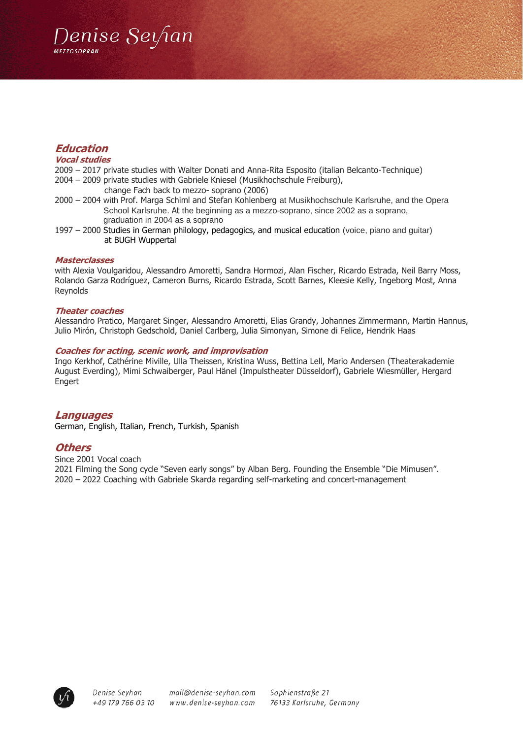## Education

### Vocal studies

2009 – 2017 private studies with Walter Donati and Anna-Rita Esposito (italian Belcanto-Technique)
2004 – 2009 private studies with Gabriele Kniesel (Musikhochschule Freiburg),
change Fach back to mezzo- soprano (2006)
2000 – 2004 with Prof. Marga Schiml and Stefan Kohlenberg at Musikhochschule Karlsruhe, and the Opera School Karlsruhe. At the beginning as a mezzo-soprano, since 2002 as a soprano, graduation in 2004 as a soprano
1997 – 2000 Studies in German philology, pedagogics, and musical education (voice, piano and guitar) at BUGH Wuppertal

### Masterclasses

with Alexia Voulgaridou, Alessandro Amoretti, Sandra Hormozi, Alan Fischer, Ricardo Estrada, Neil Barry Moss, Rolando Garza Rodríguez, Cameron Burns, Ricardo Estrada, Scott Barnes, Kleesie Kelly, Ingeborg Most, Anna Reynolds

### Theater coaches

Alessandro Pratico, Margaret Singer, Alessandro Amoretti, Elias Grandy, Johannes Zimmermann, Martin Hannus, Julio Mirón, Christoph Gedschold, Daniel Carlberg, Julia Simonyan, Simone di Felice, Hendrik Haas

### Coaches for acting, scenic work, and improvisation

Ingo Kerkhof, Cathérine Miville, Ulla Theissen, Kristina Wuss, Bettina Lell, Mario Andersen (Theaterakademie August Everding), Mimi Schwaiberger, Paul Hänel (Impulstheater Düsseldorf), Gabriele Wiesmüller, Hergard Engert

## Languages

German, English, Italian, French, Turkish, Spanish

## Others

Since 2001 Vocal coach
2021 Filming the Song cycle "Seven early songs" by Alban Berg. Founding the Ensemble "Die Mimusen".
2020 – 2022 Coaching with Gabriele Skarda regarding self-marketing and concert-management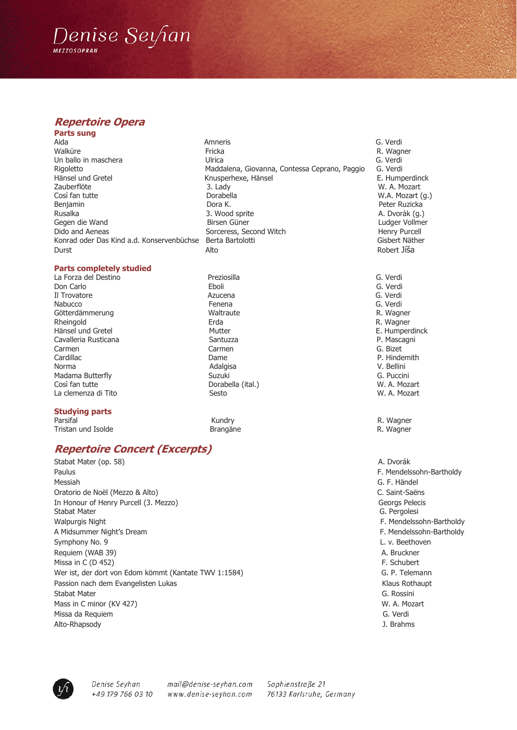# Denise Seyhan

MEZZOSOPRAN

## Repertoire Opera

### Parts sung

| | | |
|---|---|---|
| Aida | Amneris | G. Verdi |
| Walküre | Fricka | R. Wagner |
| Un ballo in maschera | Ulrica | G. Verdi |
| Rigoletto | Maddalena, Giovanna, Contessa Ceprano, Paggio | G. Verdi |
| Hänsel und Gretel | Knusperhexe, Hänsel | E. Humperdinck |
| Zauberflöte | 3. Lady | W. A. Mozart |
| Così fan tutte | Dorabella | W.A. Mozart (g.) |
| Benjamin | Dora K. | Peter Ruzicka |
| Rusalka | 3. Wood sprite | A. Dvoràk (g.) |
| Gegen die Wand | Birsen Güner | Ludger Vollmer |
| Dido and Aeneas | Sorceress, Second Witch | Henry Purcell |
| Konrad oder Das Kind a.d. Konservenbüchse | Berta Bartolotti | Gisbert Näther |
| Durst | Alto | Robert Jíša |

### Parts completely studied

| | | |
|---|---|---|
| La Forza del Destino | Preziosilla | G. Verdi |
| Don Carlo | Eboli | G. Verdi |
| Il Trovatore | Azucena | G. Verdi |
| Nabucco | Fenena | G. Verdi |
| Götterdämmerung | Waltraute | R. Wagner |
| Rheingold | Erda | R. Wagner |
| Hänsel und Gretel | Mutter | E. Humperdinck |
| Cavalleria Rusticana | Santuzza | P. Mascagni |
| Carmen | Carmen | G. Bizet |
| Cardillac | Dame | P. Hindemith |
| Norma | Adalgisa | V. Bellini |
| Madama Butterfly | Suzuki | G. Puccini |
| Così fan tutte | Dorabella (ital.) | W. A. Mozart |
| La clemenza di Tito | Sesto | W. A. Mozart |

### Studying parts

| | | |
|---|---|---|
| Parsifal | Kundry | R. Wagner |
| Tristan und Isolde | Brangäne | R. Wagner |

## Repertoire Concert (Excerpts)

| | |
|---|---|
| Stabat Mater (op. 58) | A. Dvorák |
| Paulus | F. Mendelssohn-Bartholdy |
| Messiah | G. F. Händel |
| Oratorio de Noël (Mezzo & Alto) | C. Saint-Saëns |
| In Honour of Henry Purcell (3. Mezzo) | Georgs Pelecis |
| Stabat Mater | G. Pergolesi |
| Walpurgis Night | F. Mendelssohn-Bartholdy |
| A Midsummer Night's Dream | F. Mendelssohn-Bartholdy |
| Symphony No. 9 | L. v. Beethoven |
| Requiem (WAB 39) | A. Bruckner |
| Missa in C (D 452) | F. Schubert |
| Wer ist, der dort von Edom kömmt (Kantate TWV 1:1584) | G. P. Telemann |
| Passion nach dem Evangelisten Lukas | Klaus Rothaupt |
| Stabat Mater | G. Rossini |
| Mass in C minor (KV 427) | W. A. Mozart |
| Missa da Requiem | G. Verdi |
| Alto-Rhapsody | J. Brahms |

Denise Seyhan  
+49 179 766 03 10  
mail@denise-seyhan.com  
www.denise-seyhan.com  
Sophienstraße 21  
76133 Karlsruhe, Germany